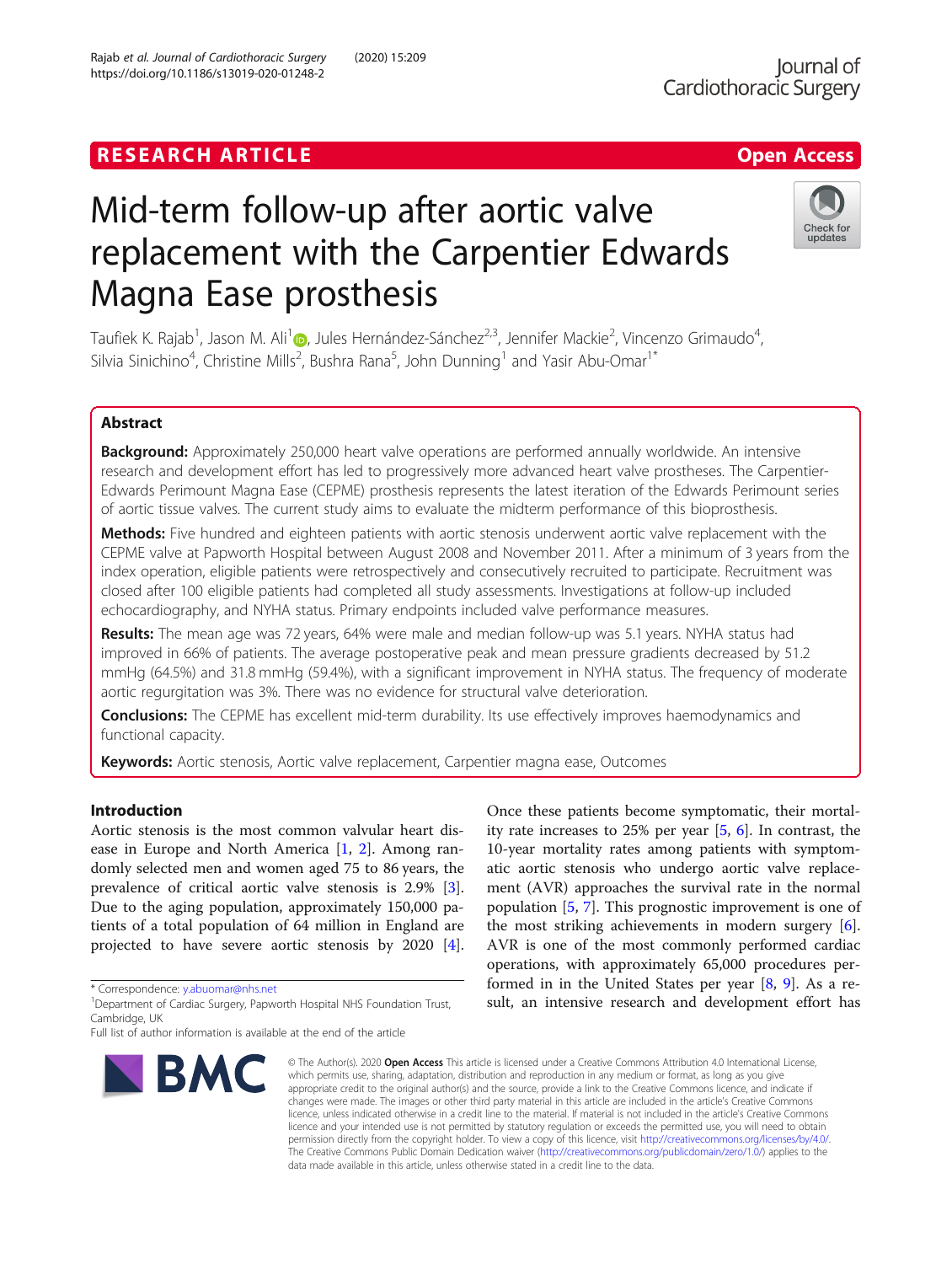RESEARCH ARTICLE

Open Access

# Mid-term follow-up after aortic valve replacement with the Carpentier Edwards Magna Ease prosthesis

Taufiek K. Rajab[1], Jason M. Ali[1], Jules Hernández-Sánchez[2,3], Jennifer Mackie[2], Vincenzo Grimaudo[4], Silvia Sinichino[4], Christine Mills[2], Bushra Rana[5], John Dunning[1] and Yasir Abu-Omar[1*]

## Abstract

**Background:** Approximately 250,000 heart valve operations are performed annually worldwide. An intensive research and development effort has led to progressively more advanced heart valve prostheses. The Carpentier-Edwards Perimount Magna Ease (CEPME) prosthesis represents the latest iteration of the Edwards Perimount series of aortic tissue valves. The current study aims to evaluate the midterm performance of this bioprosthesis.

**Methods:** Five hundred and eighteen patients with aortic stenosis underwent aortic valve replacement with the CEPME valve at Papworth Hospital between August 2008 and November 2011. After a minimum of 3 years from the index operation, eligible patients were retrospectively and consecutively recruited to participate. Recruitment was closed after 100 eligible patients had completed all study assessments. Investigations at follow-up included echocardiography, and NYHA status. Primary endpoints included valve performance measures.

**Results:** The mean age was 72 years, 64% were male and median follow-up was 5.1 years. NYHA status had improved in 66% of patients. The average postoperative peak and mean pressure gradients decreased by 51.2 mmHg (64.5%) and 31.8 mmHg (59.4%), with a significant improvement in NYHA status. The frequency of moderate aortic regurgitation was 3%. There was no evidence for structural valve deterioration.

**Conclusions:** The CEPME has excellent mid-term durability. Its use effectively improves haemodynamics and functional capacity.

**Keywords:** Aortic stenosis, Aortic valve replacement, Carpentier magna ease, Outcomes

## Introduction

Aortic stenosis is the most common valvular heart disease in Europe and North America [1, 2]. Among randomly selected men and women aged 75 to 86 years, the prevalence of critical aortic valve stenosis is 2.9% [3]. Due to the aging population, approximately 150,000 patients of a total population of 64 million in England are projected to have severe aortic stenosis by 2020 [4]. Once these patients become symptomatic, their mortality rate increases to 25% per year [5, 6]. In contrast, the 10-year mortality rates among patients with symptomatic aortic stenosis who undergo aortic valve replacement (AVR) approaches the survival rate in the normal population [5, 7]. This prognostic improvement is one of the most striking achievements in modern surgery [6]. AVR is one of the most commonly performed cardiac operations, with approximately 65,000 procedures performed in in the United States per year [8, 9]. As a result, an intensive research and development effort has

* Correspondence: y.abuomar@nhs.net
[1]Department of Cardiac Surgery, Papworth Hospital NHS Foundation Trust, Cambridge, UK
Full list of author information is available at the end of the article

© The Author(s). 2020 **Open Access** This article is licensed under a Creative Commons Attribution 4.0 International License, which permits use, sharing, adaptation, distribution and reproduction in any medium or format, as long as you give appropriate credit to the original author(s) and the source, provide a link to the Creative Commons licence, and indicate if changes were made. The images or other third party material in this article are included in the article's Creative Commons licence, unless indicated otherwise in a credit line to the material. If material is not included in the article's Creative Commons licence and your intended use is not permitted by statutory regulation or exceeds the permitted use, you will need to obtain permission directly from the copyright holder. To view a copy of this licence, visit http://creativecommons.org/licenses/by/4.0/. The Creative Commons Public Domain Dedication waiver (http://creativecommons.org/publicdomain/zero/1.0/) applies to the data made available in this article, unless otherwise stated in a credit line to the data.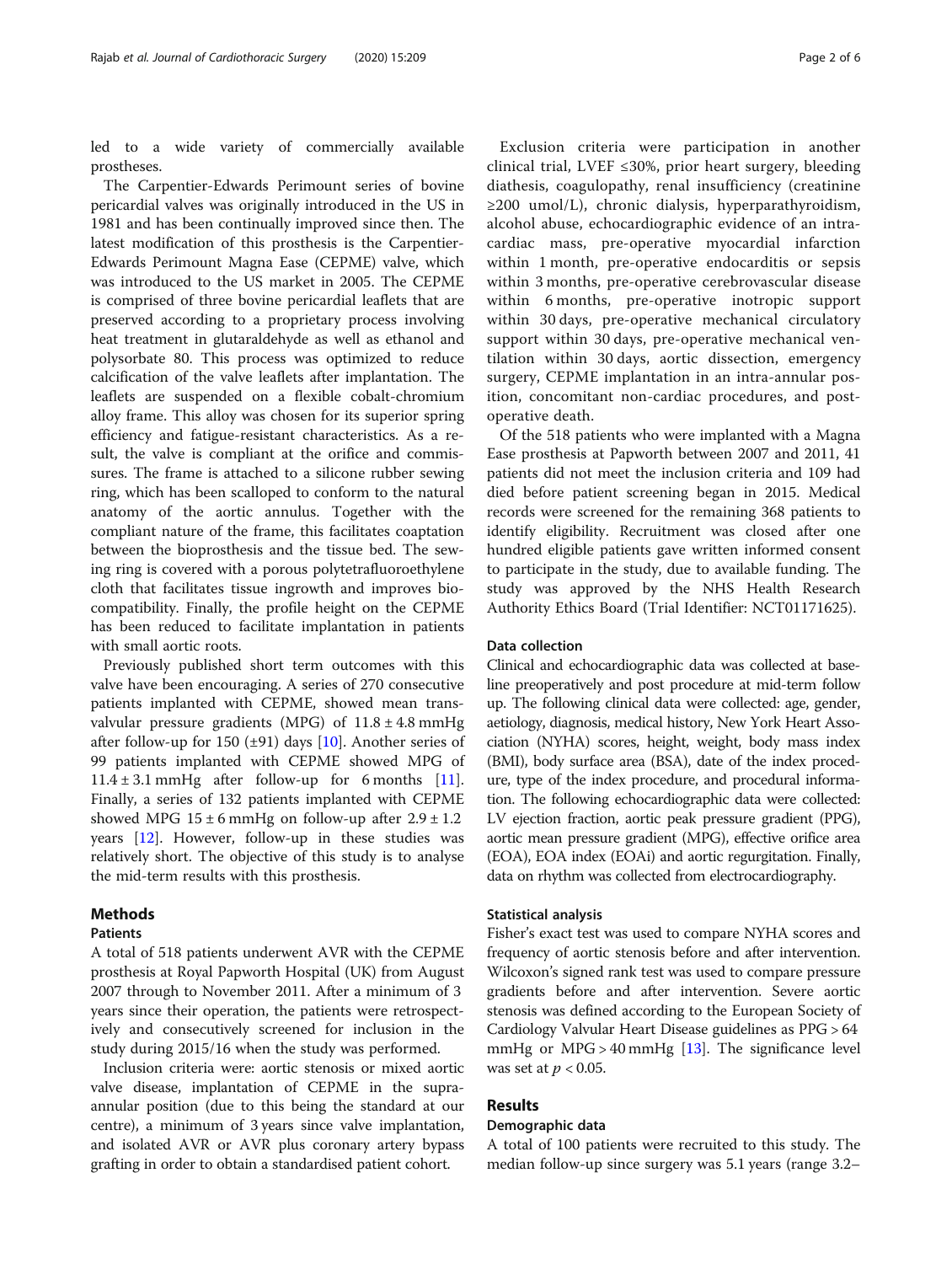led to a wide variety of commercially available prostheses.

The Carpentier-Edwards Perimount series of bovine pericardial valves was originally introduced in the US in 1981 and has been continually improved since then. The latest modification of this prosthesis is the Carpentier-Edwards Perimount Magna Ease (CEPME) valve, which was introduced to the US market in 2005. The CEPME is comprised of three bovine pericardial leaflets that are preserved according to a proprietary process involving heat treatment in glutaraldehyde as well as ethanol and polysorbate 80. This process was optimized to reduce calcification of the valve leaflets after implantation. The leaflets are suspended on a flexible cobalt-chromium alloy frame. This alloy was chosen for its superior spring efficiency and fatigue-resistant characteristics. As a result, the valve is compliant at the orifice and commissures. The frame is attached to a silicone rubber sewing ring, which has been scalloped to conform to the natural anatomy of the aortic annulus. Together with the compliant nature of the frame, this facilitates coaptation between the bioprosthesis and the tissue bed. The sewing ring is covered with a porous polytetrafluoroethylene cloth that facilitates tissue ingrowth and improves biocompatibility. Finally, the profile height on the CEPME has been reduced to facilitate implantation in patients with small aortic roots.

Previously published short term outcomes with this valve have been encouraging. A series of 270 consecutive patients implanted with CEPME, showed mean transvalvular pressure gradients (MPG) of 11.8 ± 4.8 mmHg after follow-up for 150 (±91) days [10]. Another series of 99 patients implanted with CEPME showed MPG of 11.4 ± 3.1 mmHg after follow-up for 6 months [11]. Finally, a series of 132 patients implanted with CEPME showed MPG 15 ± 6 mmHg on follow-up after 2.9 ± 1.2 years [12]. However, follow-up in these studies was relatively short. The objective of this study is to analyse the mid-term results with this prosthesis.

## Methods

### Patients

A total of 518 patients underwent AVR with the CEPME prosthesis at Royal Papworth Hospital (UK) from August 2007 through to November 2011. After a minimum of 3 years since their operation, the patients were retrospectively and consecutively screened for inclusion in the study during 2015/16 when the study was performed.

Inclusion criteria were: aortic stenosis or mixed aortic valve disease, implantation of CEPME in the supra-annular position (due to this being the standard at our centre), a minimum of 3 years since valve implantation, and isolated AVR or AVR plus coronary artery bypass grafting in order to obtain a standardised patient cohort.

Exclusion criteria were participation in another clinical trial, LVEF ≤30%, prior heart surgery, bleeding diathesis, coagulopathy, renal insufficiency (creatinine ≥200 umol/L), chronic dialysis, hyperparathyroidism, alcohol abuse, echocardiographic evidence of an intracardiac mass, pre-operative myocardial infarction within 1 month, pre-operative endocarditis or sepsis within 3 months, pre-operative cerebrovascular disease within 6 months, pre-operative inotropic support within 30 days, pre-operative mechanical circulatory support within 30 days, pre-operative mechanical ventilation within 30 days, aortic dissection, emergency surgery, CEPME implantation in an intra-annular position, concomitant non-cardiac procedures, and post-operative death.

Of the 518 patients who were implanted with a Magna Ease prosthesis at Papworth between 2007 and 2011, 41 patients did not meet the inclusion criteria and 109 had died before patient screening began in 2015. Medical records were screened for the remaining 368 patients to identify eligibility. Recruitment was closed after one hundred eligible patients gave written informed consent to participate in the study, due to available funding. The study was approved by the NHS Health Research Authority Ethics Board (Trial Identifier: NCT01171625).

### Data collection

Clinical and echocardiographic data was collected at baseline preoperatively and post procedure at mid-term follow up. The following clinical data were collected: age, gender, aetiology, diagnosis, medical history, New York Heart Association (NYHA) scores, height, weight, body mass index (BMI), body surface area (BSA), date of the index procedure, type of the index procedure, and procedural information. The following echocardiographic data were collected: LV ejection fraction, aortic peak pressure gradient (PPG), aortic mean pressure gradient (MPG), effective orifice area (EOA), EOA index (EOAi) and aortic regurgitation. Finally, data on rhythm was collected from electrocardiography.

### Statistical analysis

Fisher's exact test was used to compare NYHA scores and frequency of aortic stenosis before and after intervention. Wilcoxon's signed rank test was used to compare pressure gradients before and after intervention. Severe aortic stenosis was defined according to the European Society of Cardiology Valvular Heart Disease guidelines as PPG > 64 mmHg or MPG > 40 mmHg [13]. The significance level was set at $p < 0.05$.

## Results

### Demographic data

A total of 100 patients were recruited to this study. The median follow-up since surgery was 5.1 years (range 3.2–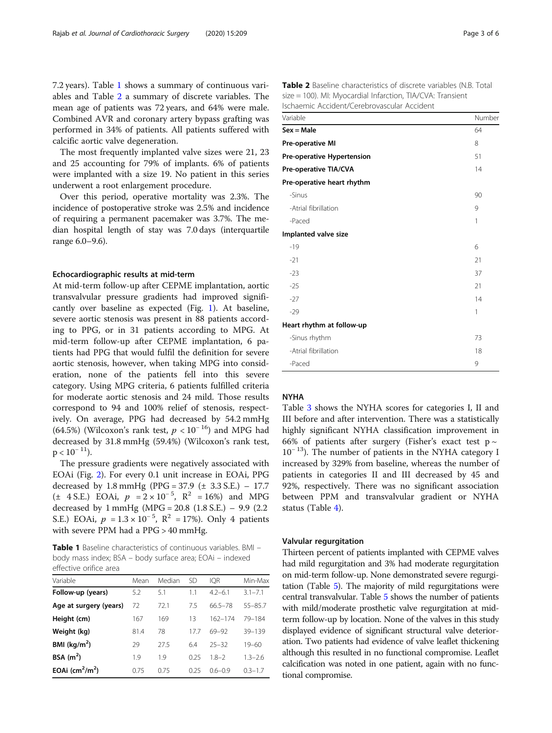7.2 years). Table 1 shows a summary of continuous variables and Table 2 a summary of discrete variables. The mean age of patients was 72 years, and 64% were male. Combined AVR and coronary artery bypass grafting was performed in 34% of patients. All patients suffered with calcific aortic valve degeneration.

The most frequently implanted valve sizes were 21, 23 and 25 accounting for 79% of implants. 6% of patients were implanted with a size 19. No patient in this series underwent a root enlargement procedure.

Over this period, operative mortality was 2.3%. The incidence of postoperative stroke was 2.5% and incidence of requiring a permanent pacemaker was 3.7%. The median hospital length of stay was 7.0 days (interquartile range 6.0–9.6).

### Echocardiographic results at mid-term

At mid-term follow-up after CEPME implantation, aortic transvalvular pressure gradients had improved significantly over baseline as expected (Fig. 1). At baseline, severe aortic stenosis was present in 88 patients according to PPG, or in 31 patients according to MPG. At mid-term follow-up after CEPME implantation, 6 patients had PPG that would fulfil the definition for severe aortic stenosis, however, when taking MPG into consideration, none of the patients fell into this severe category. Using MPG criteria, 6 patients fulfilled criteria for moderate aortic stenosis and 24 mild. Those results correspond to 94 and 100% relief of stenosis, respectively. On average, PPG had decreased by 54.2 mmHg (64.5%) (Wilcoxon's rank test, $p < 10^{-16}$) and MPG had decreased by 31.8 mmHg (59.4%) (Wilcoxon's rank test, $p < 10^{-11}$).

The pressure gradients were negatively associated with EOAi (Fig. 2). For every 0.1 unit increase in EOAi, PPG decreased by 1.8 mmHg (PPG = 37.9 (± 3.3 S.E.) − 17.7 (± 4 S.E.) EOAi, $p = 2 \times 10^{-5}$, $R^2 = 16\%$) and MPG decreased by 1 mmHg (MPG = 20.8 (1.8 S.E.) − 9.9 (2.2 S.E.) EOAi, $p = 1.3 \times 10^{-5}$, $R^2 = 17\%$). Only 4 patients with severe PPM had a PPG > 40 mmHg.

**Table 1** Baseline characteristics of continuous variables. BMI – body mass index; BSA – body surface area; EOAi – indexed effective orifice area

| Variable | Mean | Median | SD | IQR | Min-Max |
|---|---|---|---|---|---|
| **Follow-up (years)** | 5.2 | 5.1 | 1.1 | 4.2–6.1 | 3.1–7.1 |
| **Age at surgery (years)** | 72 | 72.1 | 7.5 | 66.5–78 | 55–85.7 |
| **Height (cm)** | 167 | 169 | 13 | 162–174 | 79–184 |
| **Weight (kg)** | 81.4 | 78 | 17.7 | 69–92 | 39–139 |
| **BMI (kg/m$^2$)** | 29 | 27.5 | 6.4 | 25–32 | 19–60 |
| **BSA (m$^2$)** | 1.9 | 1.9 | 0.25 | 1.8–2 | 1.3–2.6 |
| **EOAi (cm$^2$/m$^2$)** | 0.75 | 0.75 | 0.25 | 0.6–0.9 | 0.3–1.7 |

**Table 2** Baseline characteristics of discrete variables (N.B. Total size = 100). MI: Myocardial Infarction, TIA/CVA: Transient Ischaemic Accident/Cerebrovascular Accident

| Variable | Number |
|---|---|
| **Sex = Male** | 64 |
| **Pre-operative MI** | 8 |
| **Pre-operative Hypertension** | 51 |
| **Pre-operative TIA/CVA** | 14 |
| **Pre-operative heart rhythm** | |
| -Sinus | 90 |
| -Atrial fibrillation | 9 |
| -Paced | 1 |
| **Implanted valve size** | |
| -19 | 6 |
| -21 | 21 |
| -23 | 37 |
| -25 | 21 |
| -27 | 14 |
| -29 | 1 |
| **Heart rhythm at follow-up** | |
| -Sinus rhythm | 73 |
| -Atrial fibrillation | 18 |
| -Paced | 9 |

### NYHA

Table 3 shows the NYHA scores for categories I, II and III before and after intervention. There was a statistically highly significant NYHA classification improvement in 66% of patients after surgery (Fisher's exact test $p \sim 10^{-13}$). The number of patients in the NYHA category I increased by 329% from baseline, whereas the number of patients in categories II and III decreased by 45 and 92%, respectively. There was no significant association between PPM and transvalvular gradient or NYHA status (Table 4).

### Valvular regurgitation

Thirteen percent of patients implanted with CEPME valves had mild regurgitation and 3% had moderate regurgitation on mid-term follow-up. None demonstrated severe regurgitation (Table 5). The majority of mild regurgitations were central transvalvular. Table 5 shows the number of patients with mild/moderate prosthetic valve regurgitation at mid-term follow-up by location. None of the valves in this study displayed evidence of significant structural valve deterioration. Two patients had evidence of valve leaflet thickening although this resulted in no functional compromise. Leaflet calcification was noted in one patient, again with no functional compromise.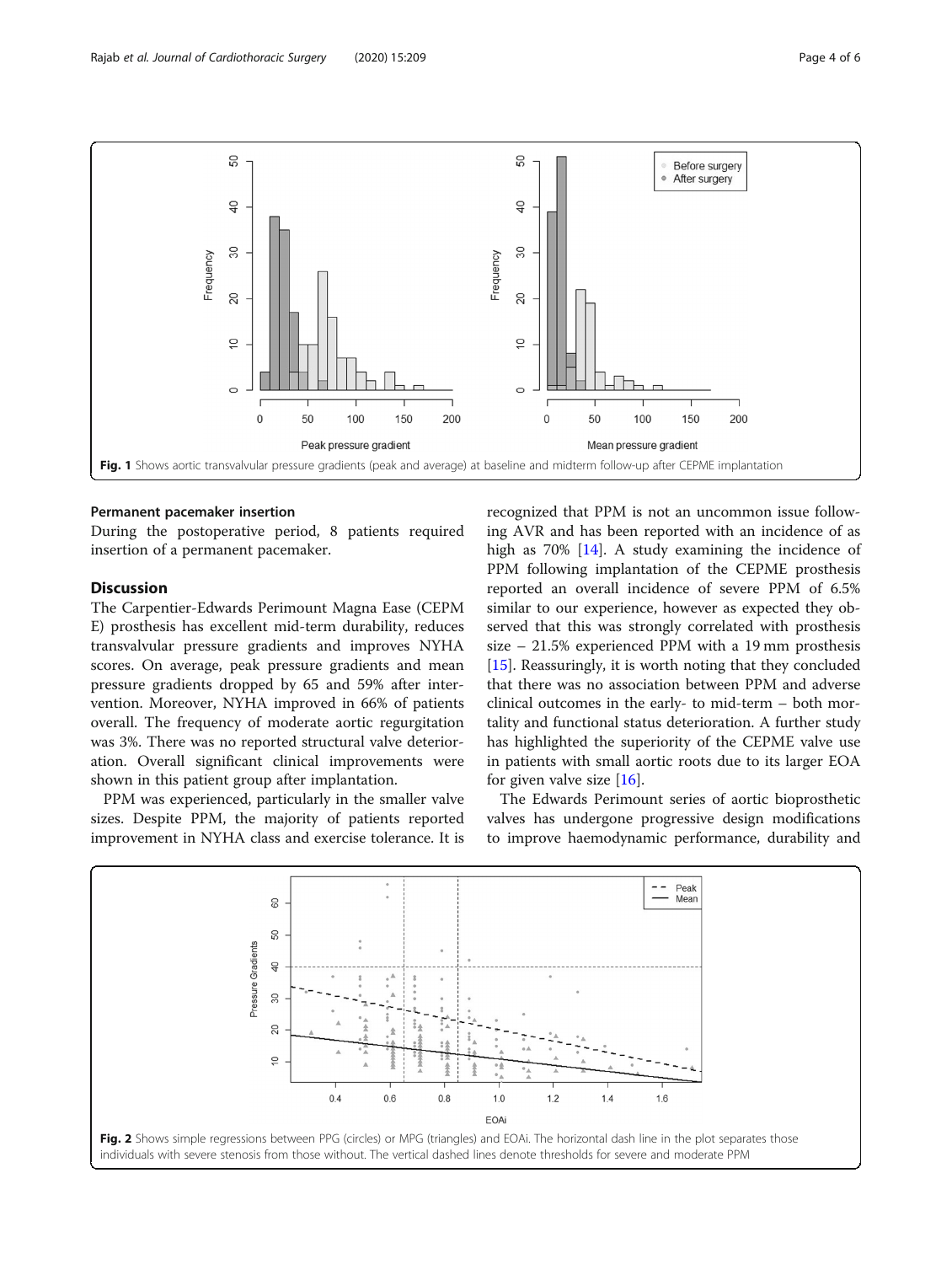Fig. 1 Shows aortic transvalvular pressure gradients (peak and average) at baseline and midterm follow-up after CEPME implantation

### Permanent pacemaker insertion

During the postoperative period, 8 patients required insertion of a permanent pacemaker.

## Discussion

The Carpentier-Edwards Perimount Magna Ease (CEPM E) prosthesis has excellent mid-term durability, reduces transvalvular pressure gradients and improves NYHA scores. On average, peak pressure gradients and mean pressure gradients dropped by 65 and 59% after intervention. Moreover, NYHA improved in 66% of patients overall. The frequency of moderate aortic regurgitation was 3%. There was no reported structural valve deterioration. Overall significant clinical improvements were shown in this patient group after implantation.

PPM was experienced, particularly in the smaller valve sizes. Despite PPM, the majority of patients reported improvement in NYHA class and exercise tolerance. It is recognized that PPM is not an uncommon issue following AVR and has been reported with an incidence of as high as 70% [14]. A study examining the incidence of PPM following implantation of the CEPME prosthesis reported an overall incidence of severe PPM of 6.5% similar to our experience, however as expected they observed that this was strongly correlated with prosthesis size – 21.5% experienced PPM with a 19 mm prosthesis [15]. Reassuringly, it is worth noting that they concluded that there was no association between PPM and adverse clinical outcomes in the early- to mid-term – both mortality and functional status deterioration. A further study has highlighted the superiority of the CEPME valve use in patients with small aortic roots due to its larger EOA for given valve size [16].

The Edwards Perimount series of aortic bioprosthetic valves has undergone progressive design modifications to improve haemodynamic performance, durability and

Fig. 2 Shows simple regressions between PPG (circles) or MPG (triangles) and EOAi. The horizontal dash line in the plot separates those individuals with severe stenosis from those without. The vertical dashed lines denote thresholds for severe and moderate PPM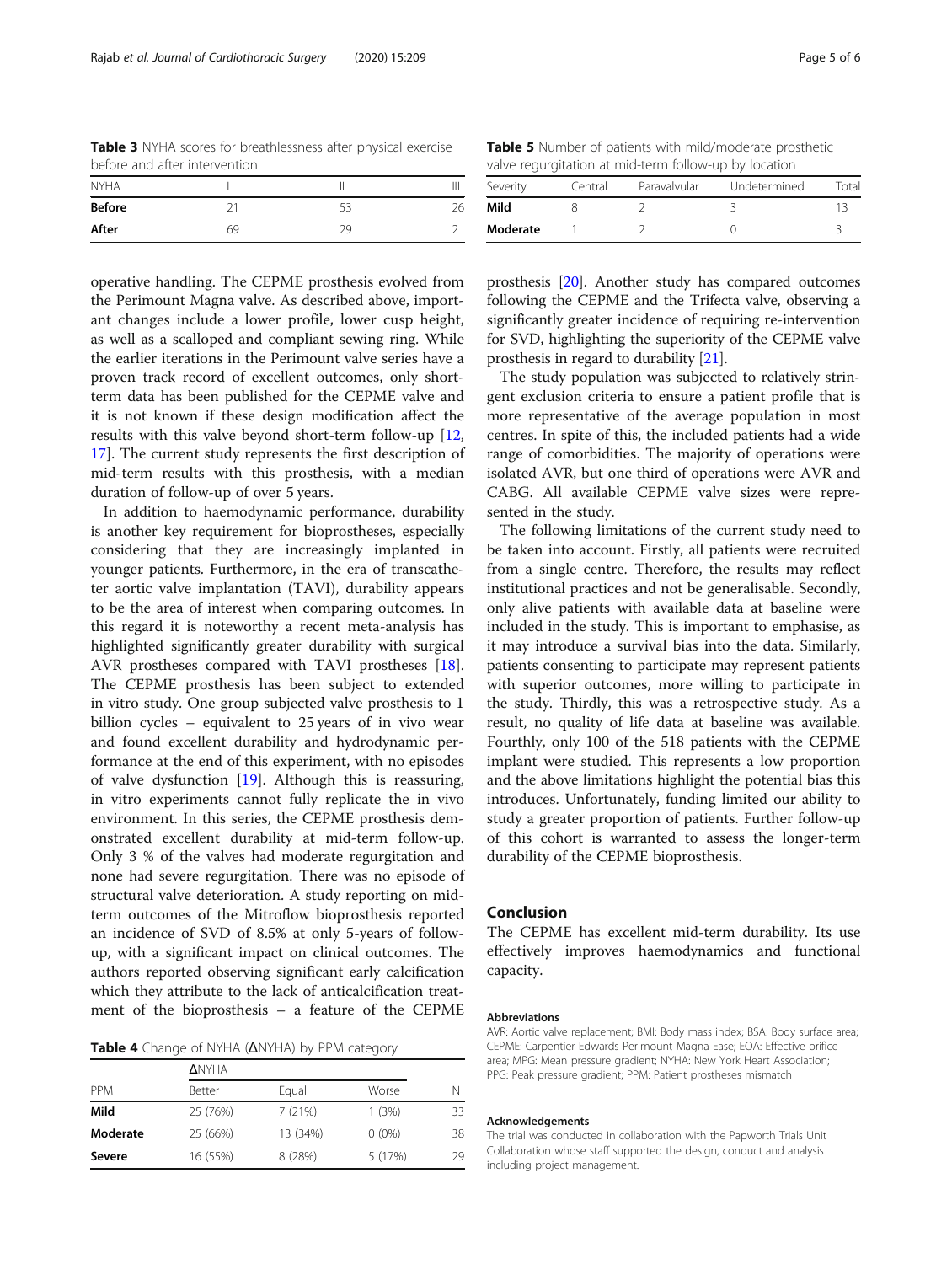**Table 3** NYHA scores for breathlessness after physical exercise before and after intervention

| NYHA | I | II | III |
|---|---|---|---|
| **Before** | 21 | 53 | 26 |
| **After** | 69 | 29 | 2 |

operative handling. The CEPME prosthesis evolved from the Perimount Magna valve. As described above, important changes include a lower profile, lower cusp height, as well as a scalloped and compliant sewing ring. While the earlier iterations in the Perimount valve series have a proven track record of excellent outcomes, only short-term data has been published for the CEPME valve and it is not known if these design modification affect the results with this valve beyond short-term follow-up [12, 17]. The current study represents the first description of mid-term results with this prosthesis, with a median duration of follow-up of over 5 years.

In addition to haemodynamic performance, durability is another key requirement for bioprostheses, especially considering that they are increasingly implanted in younger patients. Furthermore, in the era of transcatheter aortic valve implantation (TAVI), durability appears to be the area of interest when comparing outcomes. In this regard it is noteworthy a recent meta-analysis has highlighted significantly greater durability with surgical AVR prostheses compared with TAVI prostheses [18]. The CEPME prosthesis has been subject to extended in vitro study. One group subjected valve prosthesis to 1 billion cycles – equivalent to 25 years of in vivo wear and found excellent durability and hydrodynamic performance at the end of this experiment, with no episodes of valve dysfunction [19]. Although this is reassuring, in vitro experiments cannot fully replicate the in vivo environment. In this series, the CEPME prosthesis demonstrated excellent durability at mid-term follow-up. Only 3 % of the valves had moderate regurgitation and none had severe regurgitation. There was no episode of structural valve deterioration. A study reporting on mid-term outcomes of the Mitroflow bioprosthesis reported an incidence of SVD of 8.5% at only 5-years of follow-up, with a significant impact on clinical outcomes. The authors reported observing significant early calcification which they attribute to the lack of anticalcification treatment of the bioprosthesis – a feature of the CEPME

**Table 4** Change of NYHA (ΔNYHA) by PPM category

| | ΔNYHA | | | |
|---|---|---|---|---|
| PPM | Better | Equal | Worse | N |
| **Mild** | 25 (76%) | 7 (21%) | 1 (3%) | 33 |
| **Moderate** | 25 (66%) | 13 (34%) | 0 (0%) | 38 |
| **Severe** | 16 (55%) | 8 (28%) | 5 (17%) | 29 |

**Table 5** Number of patients with mild/moderate prosthetic valve regurgitation at mid-term follow-up by location

| Severity | Central | Paravalvular | Undetermined | Total |
|---|---|---|---|---|
| **Mild** | 8 | 2 | 3 | 13 |
| **Moderate** | 1 | 2 | 0 | 3 |

prosthesis [20]. Another study has compared outcomes following the CEPME and the Trifecta valve, observing a significantly greater incidence of requiring re-intervention for SVD, highlighting the superiority of the CEPME valve prosthesis in regard to durability [21].

The study population was subjected to relatively stringent exclusion criteria to ensure a patient profile that is more representative of the average population in most centres. In spite of this, the included patients had a wide range of comorbidities. The majority of operations were isolated AVR, but one third of operations were AVR and CABG. All available CEPME valve sizes were represented in the study.

The following limitations of the current study need to be taken into account. Firstly, all patients were recruited from a single centre. Therefore, the results may reflect institutional practices and not be generalisable. Secondly, only alive patients with available data at baseline were included in the study. This is important to emphasise, as it may introduce a survival bias into the data. Similarly, patients consenting to participate may represent patients with superior outcomes, more willing to participate in the study. Thirdly, this was a retrospective study. As a result, no quality of life data at baseline was available. Fourthly, only 100 of the 518 patients with the CEPME implant were studied. This represents a low proportion and the above limitations highlight the potential bias this introduces. Unfortunately, funding limited our ability to study a greater proportion of patients. Further follow-up of this cohort is warranted to assess the longer-term durability of the CEPME bioprosthesis.

## Conclusion

The CEPME has excellent mid-term durability. Its use effectively improves haemodynamics and functional capacity.

#### Abbreviations

AVR: Aortic valve replacement; BMI: Body mass index; BSA: Body surface area; CEPME: Carpentier Edwards Perimount Magna Ease; EOA: Effective orifice area; MPG: Mean pressure gradient; NYHA: New York Heart Association; PPG: Peak pressure gradient; PPM: Patient prostheses mismatch

#### Acknowledgements

The trial was conducted in collaboration with the Papworth Trials Unit Collaboration whose staff supported the design, conduct and analysis including project management.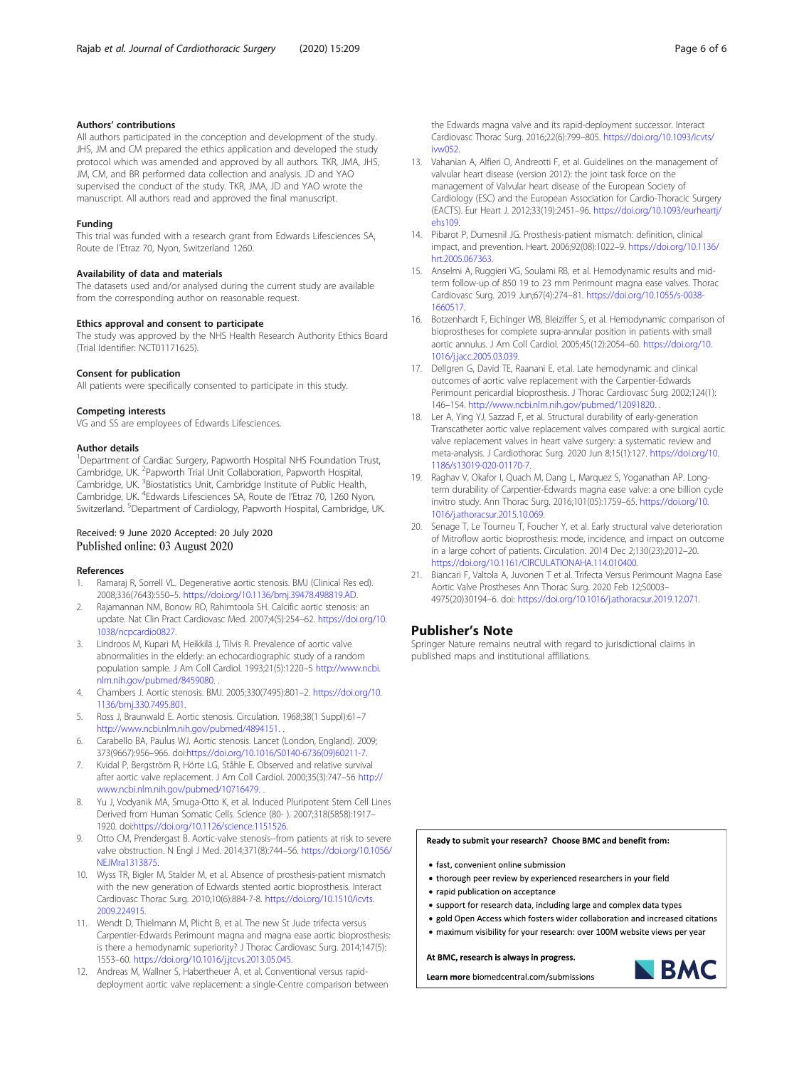### Authors' contributions

All authors participated in the conception and development of the study. JHS, JM and CM prepared the ethics application and developed the study protocol which was amended and approved by all authors. TKR, JMA, JHS, JM, CM, and BR performed data collection and analysis. JD and YAO supervised the conduct of the study. TKR, JMA, JD and YAO wrote the manuscript. All authors read and approved the final manuscript.

### Funding

This trial was funded with a research grant from Edwards Lifesciences SA, Route de l'Etraz 70, Nyon, Switzerland 1260.

### Availability of data and materials

The datasets used and/or analysed during the current study are available from the corresponding author on reasonable request.

### Ethics approval and consent to participate

The study was approved by the NHS Health Research Authority Ethics Board (Trial Identifier: NCT01171625).

### Consent for publication

All patients were specifically consented to participate in this study.

### Competing interests

VG and SS are employees of Edwards Lifesciences.

### Author details

[1]Department of Cardiac Surgery, Papworth Hospital NHS Foundation Trust, Cambridge, UK. [2]Papworth Trial Unit Collaboration, Papworth Hospital, Cambridge, UK. [3]Biostatistics Unit, Cambridge Institute of Public Health, Cambridge, UK. [4]Edwards Lifesciences SA, Route de l'Etraz 70, 1260 Nyon, Switzerland. [5]Department of Cardiology, Papworth Hospital, Cambridge, UK.

Received: 9 June 2020 Accepted: 20 July 2020
Published online: 03 August 2020

### References

1. Ramaraj R, Sorrell VL. Degenerative aortic stenosis. BMJ (Clinical Res ed). 2008;336(7643):550–5. https://doi.org/10.1136/bmj.39478.498819.AD.
2. Rajamannan NM, Bonow RO, Rahimtoola SH. Calcific aortic stenosis: an update. Nat Clin Pract Cardiovasc Med. 2007;4(5):254–62. https://doi.org/10.1038/ncpcardio0827.
3. Lindroos M, Kupari M, Heikkilä J, Tilvis R. Prevalence of aortic valve abnormalities in the elderly: an echocardiographic study of a random population sample. J Am Coll Cardiol. 1993;21(5):1220–5 http://www.ncbi.nlm.nih.gov/pubmed/8459080. .
4. Chambers J. Aortic stenosis. BMJ. 2005;330(7495):801–2. https://doi.org/10.1136/bmj.330.7495.801.
5. Ross J, Braunwald E. Aortic stenosis. Circulation. 1968;38(1 Suppl):61–7 http://www.ncbi.nlm.nih.gov/pubmed/4894151. .
6. Carabello BA, Paulus WJ. Aortic stenosis. Lancet (London, England). 2009; 373(9667):956–966. doi:https://doi.org/10.1016/S0140-6736(09)60211-7.
7. Kvidal P, Bergström R, Hörte LG, Ståhle E. Observed and relative survival after aortic valve replacement. J Am Coll Cardiol. 2000;35(3):747–56 http://www.ncbi.nlm.nih.gov/pubmed/10716479. .
8. Yu J, Vodyanik MA, Smuga-Otto K, et al. Induced Pluripotent Stem Cell Lines Derived from Human Somatic Cells. Science (80- ). 2007;318(5858):1917–1920. doi:https://doi.org/10.1126/science.1151526.
9. Otto CM, Prendergast B. Aortic-valve stenosis--from patients at risk to severe valve obstruction. N Engl J Med. 2014;371(8):744–56. https://doi.org/10.1056/NEJMra1313875.
10. Wyss TR, Bigler M, Stalder M, et al. Absence of prosthesis-patient mismatch with the new generation of Edwards stented aortic bioprosthesis. Interact Cardiovasc Thorac Surg. 2010;10(6):884-7-8. https://doi.org/10.1510/icvts.2009.224915.
11. Wendt D, Thielmann M, Plicht B, et al. The new St Jude trifecta versus Carpentier-Edwards Perimount magna and magna ease aortic bioprosthesis: is there a hemodynamic superiority? J Thorac Cardiovasc Surg. 2014;147(5): 1553–60. https://doi.org/10.1016/j.jtcvs.2013.05.045.
12. Andreas M, Wallner S, Habertheuer A, et al. Conventional versus rapid-deployment aortic valve replacement: a single-Centre comparison between the Edwards magna valve and its rapid-deployment successor. Interact Cardiovasc Thorac Surg. 2016;22(6):799–805. https://doi.org/10.1093/icvts/ivw052.
13. Vahanian A, Alfieri O, Andreotti F, et al. Guidelines on the management of valvular heart disease (version 2012): the joint task force on the management of Valvular heart disease of the European Society of Cardiology (ESC) and the European Association for Cardio-Thoracic Surgery (EACTS). Eur Heart J. 2012;33(19):2451–96. https://doi.org/10.1093/eurheartj/ehs109.
14. Pibarot P, Dumesnil JG. Prosthesis-patient mismatch: definition, clinical impact, and prevention. Heart. 2006;92(08):1022–9. https://doi.org/10.1136/hrt.2005.067363.
15. Anselmi A, Ruggieri VG, Soulami RB, et al. Hemodynamic results and mid-term follow-up of 850 19 to 23 mm Perimount magna ease valves. Thorac Cardiovasc Surg. 2019 Jun;67(4):274–81. https://doi.org/10.1055/s-0038-1660517.
16. Botzenhardt F, Eichinger WB, Bleiziffer S, et al. Hemodynamic comparison of bioprostheses for complete supra-annular position in patients with small aortic annulus. J Am Coll Cardiol. 2005;45(12):2054–60. https://doi.org/10.1016/j.jacc.2005.03.039.
17. Dellgren G, David TE, Raanani E, et.al. Late hemodynamic and clinical outcomes of aortic valve replacement with the Carpentier-Edwards Perimount pericardial bioprosthesis. J Thorac Cardiovasc Surg 2002;124(1): 146–154. http://www.ncbi.nlm.nih.gov/pubmed/12091820. .
18. Ler A, Ying YJ, Sazzad F, et al. Structural durability of early-generation Transcatheter aortic valve replacement valves compared with surgical aortic valve replacement valves in heart valve surgery: a systematic review and meta-analysis. J Cardiothorac Surg. 2020 Jun 8;15(1):127. https://doi.org/10.1186/s13019-020-01170-7.
19. Raghav V, Okafor I, Quach M, Dang L, Marquez S, Yoganathan AP. Long-term durability of Carpentier-Edwards magna ease valve: a one billion cycle invitro study. Ann Thorac Surg. 2016;101(05):1759–65. https://doi.org/10.1016/j.athoracsur.2015.10.069.
20. Senage T, Le Tourneu T, Foucher Y, et al. Early structural valve deterioration of Mitroflow aortic bioprosthesis: mode, incidence, and impact on outcome in a large cohort of patients. Circulation. 2014 Dec 2;130(23):2012–20. https://doi.org/10.1161/CIRCULATIONAHA.114.010400.
21. Biancari F, Valtola A, Juvonen T et al. Trifecta Versus Perimount Magna Ease Aortic Valve Prostheses Ann Thorac Surg. 2020 Feb 12;S0003–4975(20)30194–6. doi: https://doi.org/10.1016/j.athoracsur.2019.12.071.

## Publisher's Note

Springer Nature remains neutral with regard to jurisdictional claims in published maps and institutional affiliations.

**Ready to submit your research? Choose BMC and benefit from:**

- fast, convenient online submission
- thorough peer review by experienced researchers in your field
- rapid publication on acceptance
- support for research data, including large and complex data types
- gold Open Access which fosters wider collaboration and increased citations
- maximum visibility for your research: over 100M website views per year

**At BMC, research is always in progress.**

**Learn more** biomedcentral.com/submissions

BMC